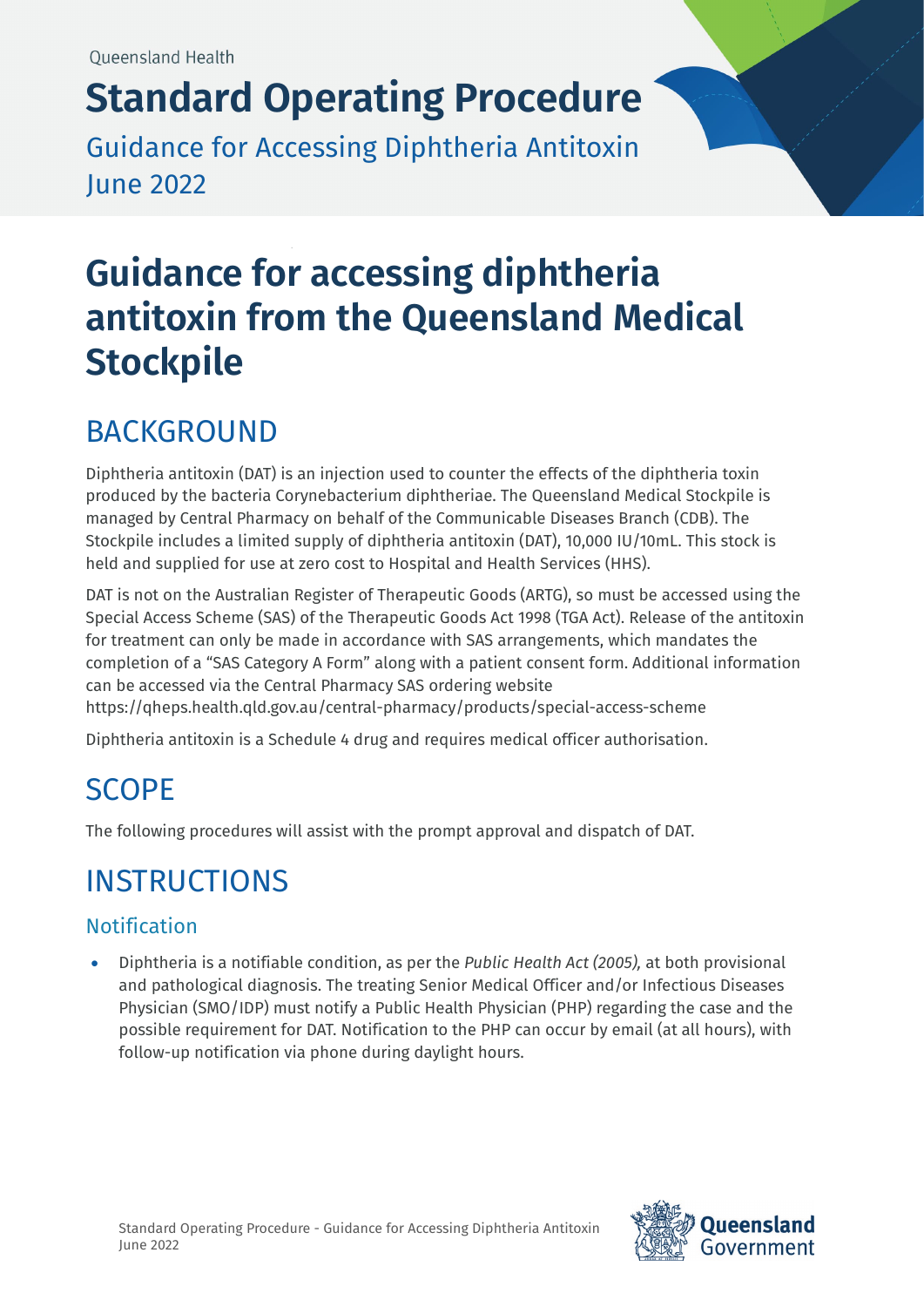Queensland Health

# Standard Operating Procedure

Guidance for Accessing Diphtheria Antitoxin
June 2022

# Guidance for accessing diphtheria antitoxin from the Queensland Medical Stockpile

## BACKGROUND

Diphtheria antitoxin (DAT) is an injection used to counter the effects of the diphtheria toxin produced by the bacteria Corynebacterium diphtheriae. The Queensland Medical Stockpile is managed by Central Pharmacy on behalf of the Communicable Diseases Branch (CDB). The Stockpile includes a limited supply of diphtheria antitoxin (DAT), 10,000 IU/10mL. This stock is held and supplied for use at zero cost to Hospital and Health Services (HHS).

DAT is not on the Australian Register of Therapeutic Goods (ARTG), so must be accessed using the Special Access Scheme (SAS) of the Therapeutic Goods Act 1998 (TGA Act). Release of the antitoxin for treatment can only be made in accordance with SAS arrangements, which mandates the completion of a "SAS Category A Form" along with a patient consent form. Additional information can be accessed via the Central Pharmacy SAS ordering website https://qheps.health.qld.gov.au/central-pharmacy/products/special-access-scheme

Diphtheria antitoxin is a Schedule 4 drug and requires medical officer authorisation.

## SCOPE

The following procedures will assist with the prompt approval and dispatch of DAT.

## INSTRUCTIONS

### Notification

- Diphtheria is a notifiable condition, as per the *Public Health Act (2005),* at both provisional and pathological diagnosis. The treating Senior Medical Officer and/or Infectious Diseases Physician (SMO/IDP) must notify a Public Health Physician (PHP) regarding the case and the possible requirement for DAT. Notification to the PHP can occur by email (at all hours), with follow-up notification via phone during daylight hours.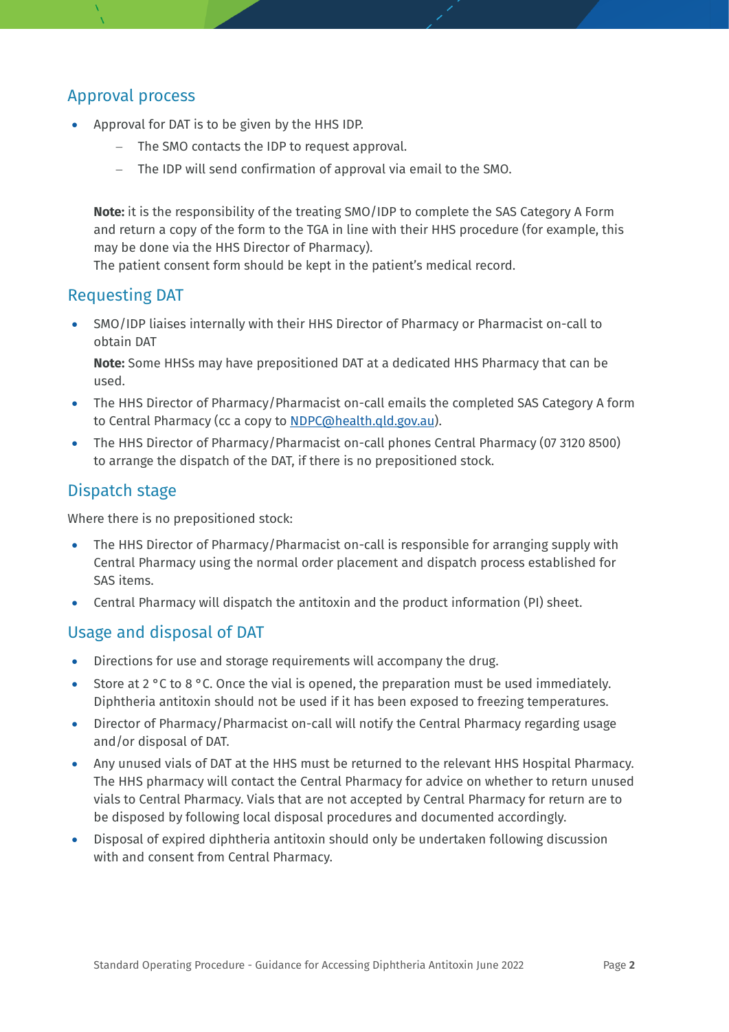## Approval process

- Approval for DAT is to be given by the HHS IDP.
  - The SMO contacts the IDP to request approval.
  - The IDP will send confirmation of approval via email to the SMO.

  **Note:** it is the responsibility of the treating SMO/IDP to complete the SAS Category A Form and return a copy of the form to the TGA in line with their HHS procedure (for example, this may be done via the HHS Director of Pharmacy).
  The patient consent form should be kept in the patient's medical record.

## Requesting DAT

- SMO/IDP liaises internally with their HHS Director of Pharmacy or Pharmacist on-call to obtain DAT

  **Note:** Some HHSs may have prepositioned DAT at a dedicated HHS Pharmacy that can be used.
- The HHS Director of Pharmacy/Pharmacist on-call emails the completed SAS Category A form to Central Pharmacy (cc a copy to NDPC@health.qld.gov.au).
- The HHS Director of Pharmacy/Pharmacist on-call phones Central Pharmacy (07 3120 8500) to arrange the dispatch of the DAT, if there is no prepositioned stock.

## Dispatch stage

Where there is no prepositioned stock:

- The HHS Director of Pharmacy/Pharmacist on-call is responsible for arranging supply with Central Pharmacy using the normal order placement and dispatch process established for SAS items.
- Central Pharmacy will dispatch the antitoxin and the product information (PI) sheet.

## Usage and disposal of DAT

- Directions for use and storage requirements will accompany the drug.
- Store at 2 °C to 8 °C. Once the vial is opened, the preparation must be used immediately. Diphtheria antitoxin should not be used if it has been exposed to freezing temperatures.
- Director of Pharmacy/Pharmacist on-call will notify the Central Pharmacy regarding usage and/or disposal of DAT.
- Any unused vials of DAT at the HHS must be returned to the relevant HHS Hospital Pharmacy. The HHS pharmacy will contact the Central Pharmacy for advice on whether to return unused vials to Central Pharmacy. Vials that are not accepted by Central Pharmacy for return are to be disposed by following local disposal procedures and documented accordingly.
- Disposal of expired diphtheria antitoxin should only be undertaken following discussion with and consent from Central Pharmacy.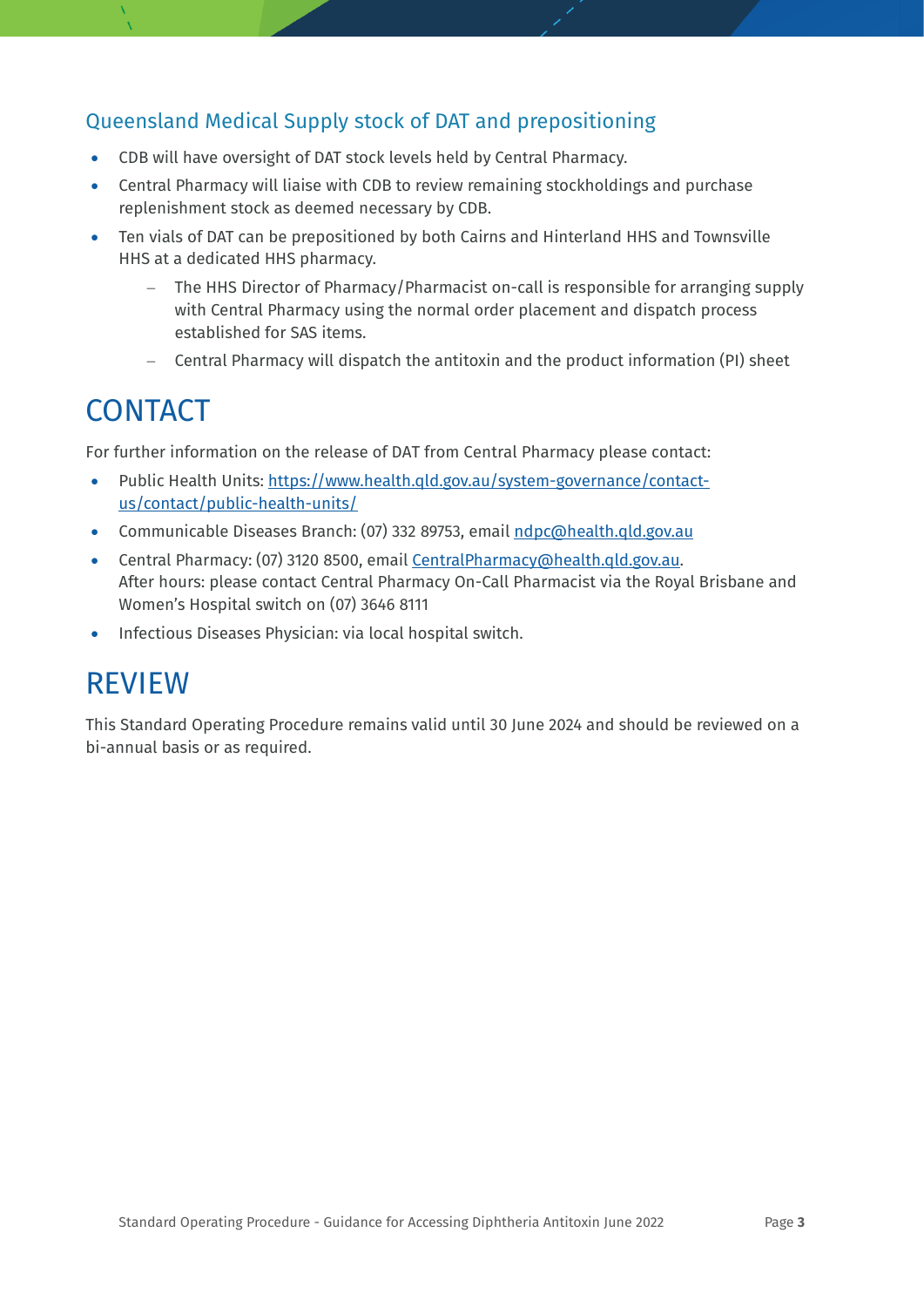### Queensland Medical Supply stock of DAT and prepositioning

- CDB will have oversight of DAT stock levels held by Central Pharmacy.
- Central Pharmacy will liaise with CDB to review remaining stockholdings and purchase replenishment stock as deemed necessary by CDB.
- Ten vials of DAT can be prepositioned by both Cairns and Hinterland HHS and Townsville HHS at a dedicated HHS pharmacy.
  - The HHS Director of Pharmacy/Pharmacist on-call is responsible for arranging supply with Central Pharmacy using the normal order placement and dispatch process established for SAS items.
  - Central Pharmacy will dispatch the antitoxin and the product information (PI) sheet

# CONTACT

For further information on the release of DAT from Central Pharmacy please contact:

- Public Health Units: https://www.health.qld.gov.au/system-governance/contact-us/contact/public-health-units/
- Communicable Diseases Branch: (07) 332 89753, email ndpc@health.qld.gov.au
- Central Pharmacy: (07) 3120 8500, email CentralPharmacy@health.qld.gov.au.
  After hours: please contact Central Pharmacy On-Call Pharmacist via the Royal Brisbane and Women's Hospital switch on (07) 3646 8111
- Infectious Diseases Physician: via local hospital switch.

# REVIEW

This Standard Operating Procedure remains valid until 30 June 2024 and should be reviewed on a bi-annual basis or as required.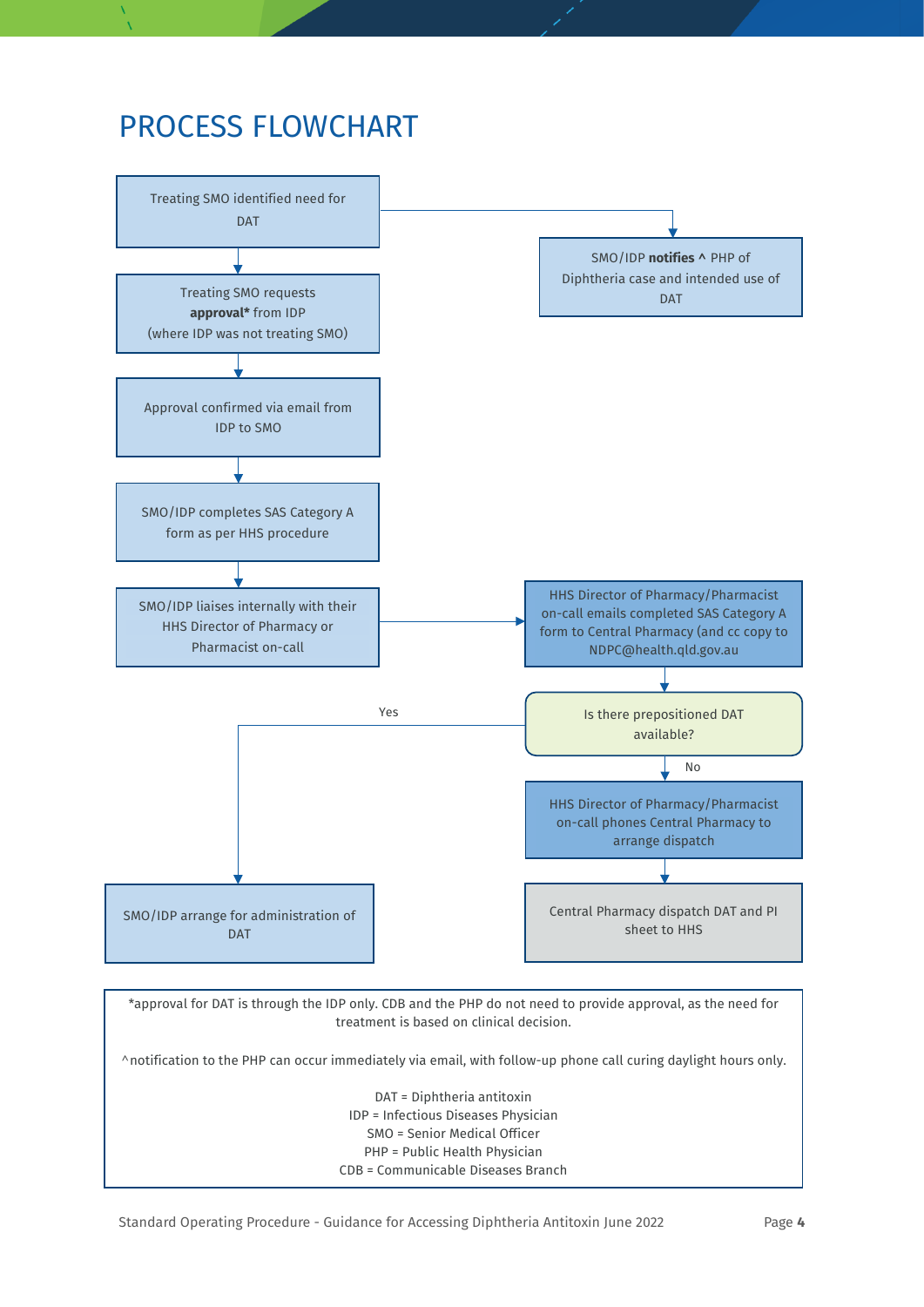# PROCESS FLOWCHART

Treating SMO identified need for DAT

SMO/IDP **notifies ^** PHP of Diphtheria case and intended use of DAT

Treating SMO requests **approval*** from IDP (where IDP was not treating SMO)

Approval confirmed via email from IDP to SMO

SMO/IDP completes SAS Category A form as per HHS procedure

SMO/IDP liaises internally with their HHS Director of Pharmacy or Pharmacist on-call

HHS Director of Pharmacy/Pharmacist on-call emails completed SAS Category A form to Central Pharmacy (and cc copy to NDPC@health.qld.gov.au

Is there prepositioned DAT available?

Yes

No

HHS Director of Pharmacy/Pharmacist on-call phones Central Pharmacy to arrange dispatch

Central Pharmacy dispatch DAT and PI sheet to HHS

SMO/IDP arrange for administration of DAT

*approval for DAT is through the IDP only. CDB and the PHP do not need to provide approval, as the need for treatment is based on clinical decision.

^notification to the PHP can occur immediately via email, with follow-up phone call curing daylight hours only.

DAT = Diphtheria antitoxin
IDP = Infectious Diseases Physician
SMO = Senior Medical Officer
PHP = Public Health Physician
CDB = Communicable Diseases Branch